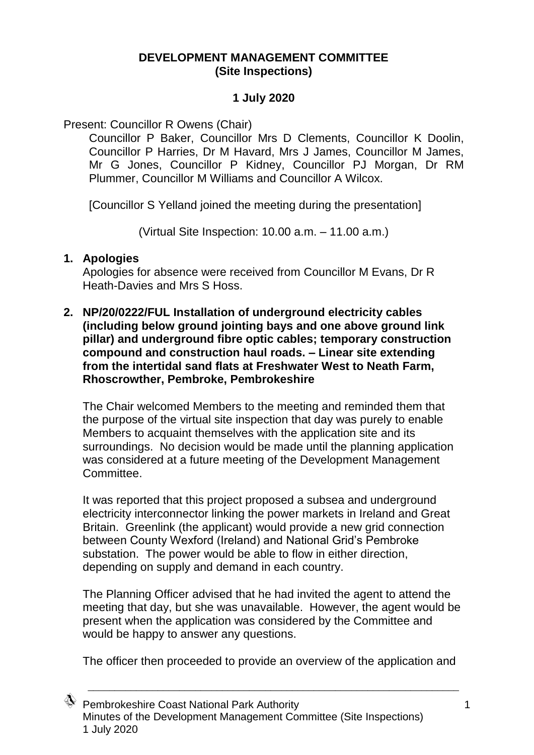**DEVELOPMENT MANAGEMENT COMMITTEE**
**(Site Inspections)**

**1 July 2020**

Present: Councillor R Owens (Chair)

Councillor P Baker, Councillor Mrs D Clements, Councillor K Doolin, Councillor P Harries, Dr M Havard, Mrs J James, Councillor M James, Mr G Jones, Councillor P Kidney, Councillor PJ Morgan, Dr RM Plummer, Councillor M Williams and Councillor A Wilcox.

[Councillor S Yelland joined the meeting during the presentation]

(Virtual Site Inspection: 10.00 a.m. – 11.00 a.m.)

**1. Apologies**

Apologies for absence were received from Councillor M Evans, Dr R Heath-Davies and Mrs S Hoss.

**2. NP/20/0222/FUL Installation of underground electricity cables (including below ground jointing bays and one above ground link pillar) and underground fibre optic cables; temporary construction compound and construction haul roads. – Linear site extending from the intertidal sand flats at Freshwater West to Neath Farm, Rhoscrowther, Pembroke, Pembrokeshire**

The Chair welcomed Members to the meeting and reminded them that the purpose of the virtual site inspection that day was purely to enable Members to acquaint themselves with the application site and its surroundings. No decision would be made until the planning application was considered at a future meeting of the Development Management Committee.

It was reported that this project proposed a subsea and underground electricity interconnector linking the power markets in Ireland and Great Britain. Greenlink (the applicant) would provide a new grid connection between County Wexford (Ireland) and National Grid's Pembroke substation. The power would be able to flow in either direction, depending on supply and demand in each country.

The Planning Officer advised that he had invited the agent to attend the meeting that day, but she was unavailable. However, the agent would be present when the application was considered by the Committee and would be happy to answer any questions.

The officer then proceeded to provide an overview of the application and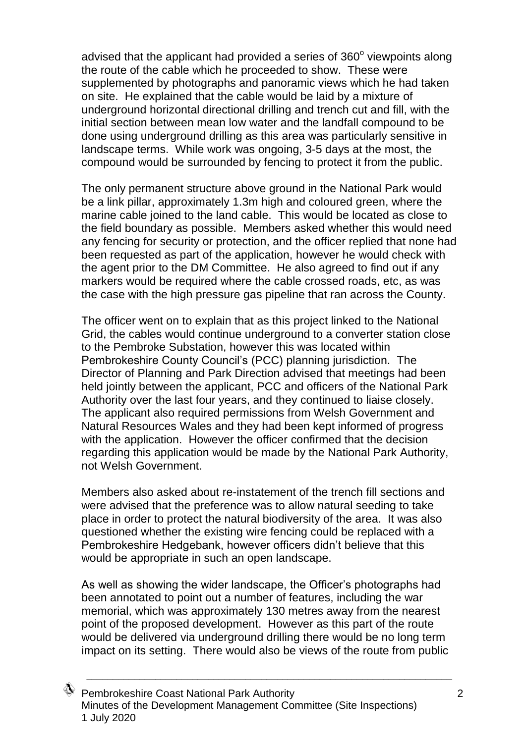advised that the applicant had provided a series of 360° viewpoints along the route of the cable which he proceeded to show. These were supplemented by photographs and panoramic views which he had taken on site. He explained that the cable would be laid by a mixture of underground horizontal directional drilling and trench cut and fill, with the initial section between mean low water and the landfall compound to be done using underground drilling as this area was particularly sensitive in landscape terms. While work was ongoing, 3-5 days at the most, the compound would be surrounded by fencing to protect it from the public.

The only permanent structure above ground in the National Park would be a link pillar, approximately 1.3m high and coloured green, where the marine cable joined to the land cable. This would be located as close to the field boundary as possible. Members asked whether this would need any fencing for security or protection, and the officer replied that none had been requested as part of the application, however he would check with the agent prior to the DM Committee. He also agreed to find out if any markers would be required where the cable crossed roads, etc, as was the case with the high pressure gas pipeline that ran across the County.

The officer went on to explain that as this project linked to the National Grid, the cables would continue underground to a converter station close to the Pembroke Substation, however this was located within Pembrokeshire County Council's (PCC) planning jurisdiction. The Director of Planning and Park Direction advised that meetings had been held jointly between the applicant, PCC and officers of the National Park Authority over the last four years, and they continued to liaise closely. The applicant also required permissions from Welsh Government and Natural Resources Wales and they had been kept informed of progress with the application. However the officer confirmed that the decision regarding this application would be made by the National Park Authority, not Welsh Government.

Members also asked about re-instatement of the trench fill sections and were advised that the preference was to allow natural seeding to take place in order to protect the natural biodiversity of the area. It was also questioned whether the existing wire fencing could be replaced with a Pembrokeshire Hedgebank, however officers didn't believe that this would be appropriate in such an open landscape.

As well as showing the wider landscape, the Officer's photographs had been annotated to point out a number of features, including the war memorial, which was approximately 130 metres away from the nearest point of the proposed development. However as this part of the route would be delivered via underground drilling there would be no long term impact on its setting. There would also be views of the route from public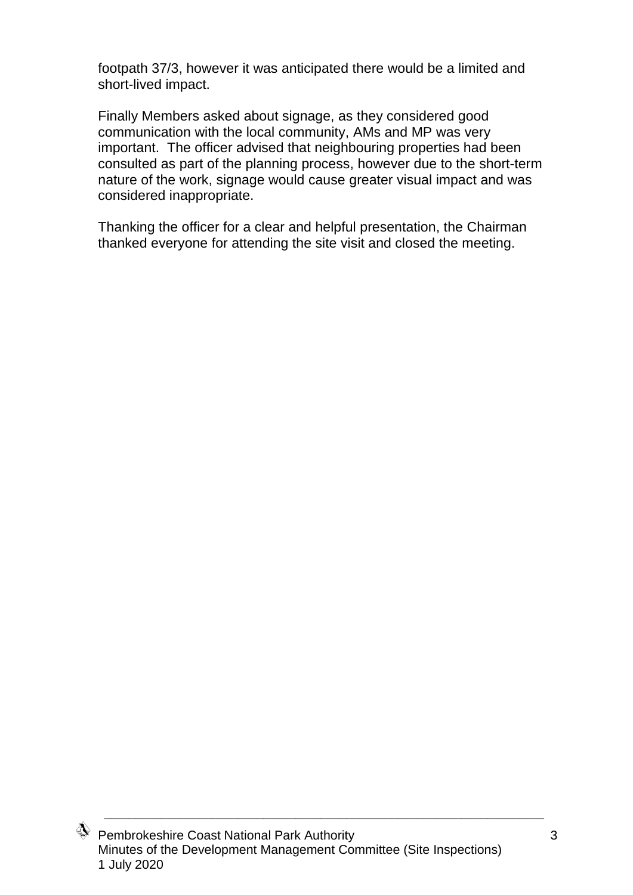footpath 37/3, however it was anticipated there would be a limited and short-lived impact.

Finally Members asked about signage, as they considered good communication with the local community, AMs and MP was very important. The officer advised that neighbouring properties had been consulted as part of the planning process, however due to the short-term nature of the work, signage would cause greater visual impact and was considered inappropriate.

Thanking the officer for a clear and helpful presentation, the Chairman thanked everyone for attending the site visit and closed the meeting.